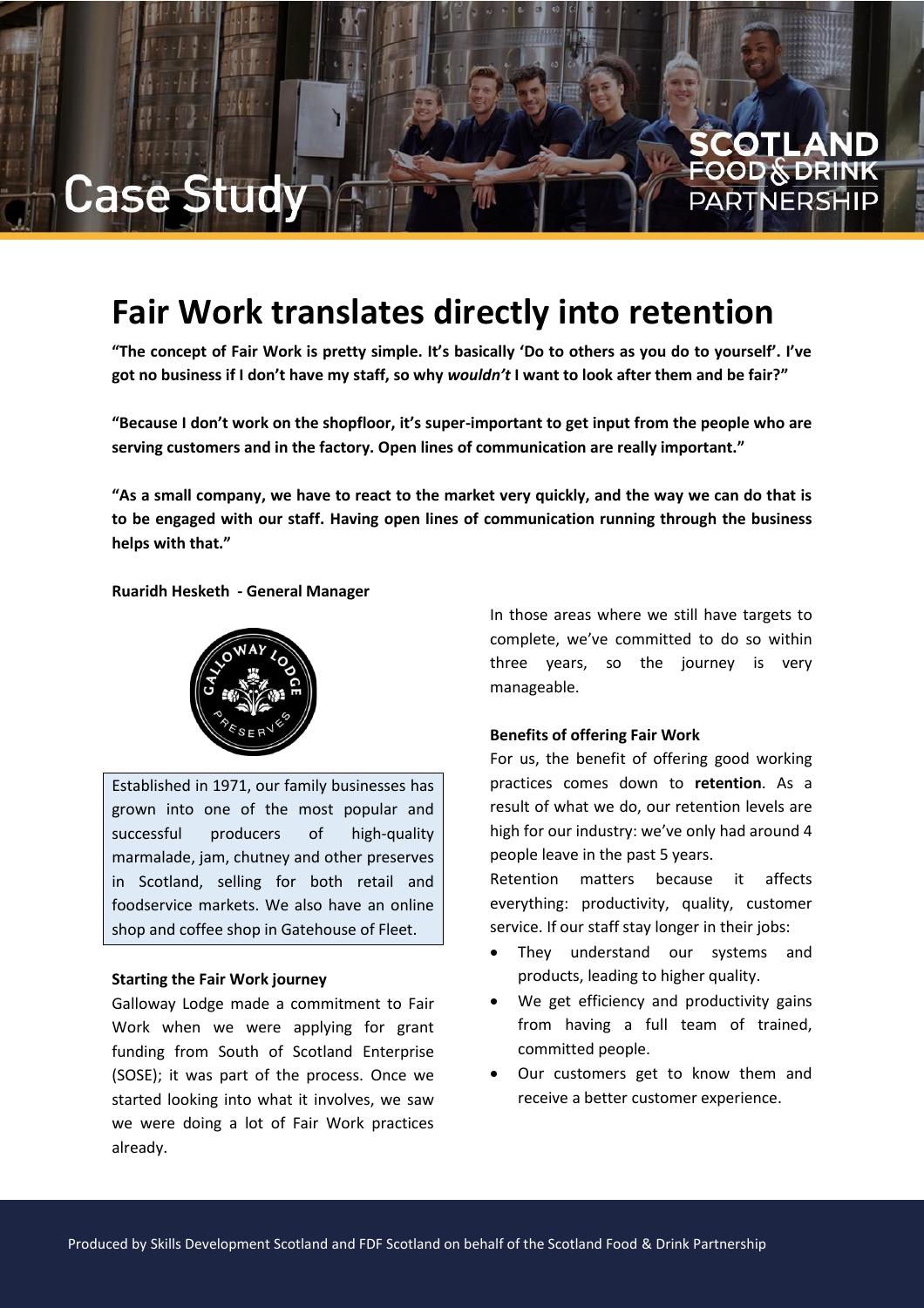Case Study

SCOTLAND FOOD & DRINK PARTNERSHIP

# Fair Work translates directly into retention

**"The concept of Fair Work is pretty simple. It's basically 'Do to others as you do to yourself'. I've got no business if I don't have my staff, so why *wouldn't* I want to look after them and be fair?"**

**"Because I don't work on the shopfloor, it's super-important to get input from the people who are serving customers and in the factory. Open lines of communication are really important."**

**"As a small company, we have to react to the market very quickly, and the way we can do that is to be engaged with our staff. Having open lines of communication running through the business helps with that."**

**Ruaridh Hesketh - General Manager**

Established in 1971, our family businesses has grown into one of the most popular and successful producers of high-quality marmalade, jam, chutney and other preserves in Scotland, selling for both retail and foodservice markets. We also have an online shop and coffee shop in Gatehouse of Fleet.

**Starting the Fair Work journey**

Galloway Lodge made a commitment to Fair Work when we were applying for grant funding from South of Scotland Enterprise (SOSE); it was part of the process. Once we started looking into what it involves, we saw we were doing a lot of Fair Work practices already.

In those areas where we still have targets to complete, we've committed to do so within three years, so the journey is very manageable.

**Benefits of offering Fair Work**

For us, the benefit of offering good working practices comes down to **retention**. As a result of what we do, our retention levels are high for our industry: we've only had around 4 people leave in the past 5 years.

Retention matters because it affects everything: productivity, quality, customer service. If our staff stay longer in their jobs:

- They understand our systems and products, leading to higher quality.
- We get efficiency and productivity gains from having a full team of trained, committed people.
- Our customers get to know them and receive a better customer experience.

Produced by Skills Development Scotland and FDF Scotland on behalf of the Scotland Food & Drink Partnership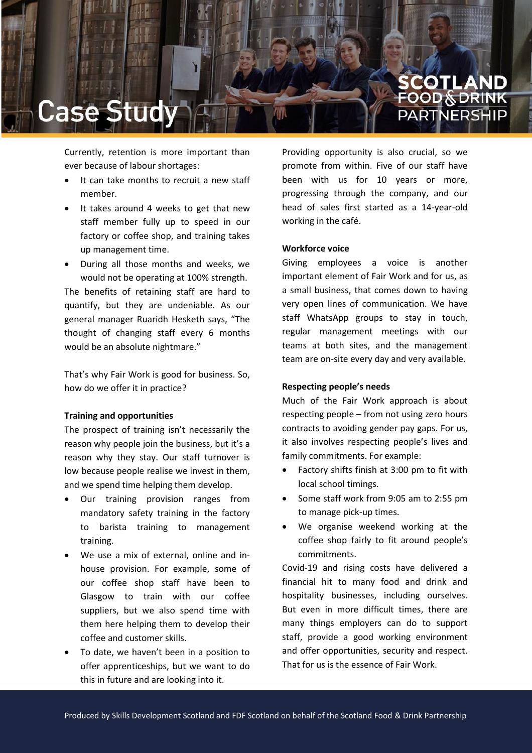Currently, retention is more important than ever because of labour shortages:

- It can take months to recruit a new staff member.
- It takes around 4 weeks to get that new staff member fully up to speed in our factory or coffee shop, and training takes up management time.
- During all those months and weeks, we would not be operating at 100% strength.

The benefits of retaining staff are hard to quantify, but they are undeniable. As our general manager Ruaridh Hesketh says, "The thought of changing staff every 6 months would be an absolute nightmare."

That's why Fair Work is good for business. So, how do we offer it in practice?

**Training and opportunities**

The prospect of training isn't necessarily the reason why people join the business, but it's a reason why they stay. Our staff turnover is low because people realise we invest in them, and we spend time helping them develop.

- Our training provision ranges from mandatory safety training in the factory to barista training to management training.
- We use a mix of external, online and in-house provision. For example, some of our coffee shop staff have been to Glasgow to train with our coffee suppliers, but we also spend time with them here helping them to develop their coffee and customer skills.
- To date, we haven't been in a position to offer apprenticeships, but we want to do this in future and are looking into it.

Providing opportunity is also crucial, so we promote from within. Five of our staff have been with us for 10 years or more, progressing through the company, and our head of sales first started as a 14-year-old working in the café.

**Workforce voice**

Giving employees a voice is another important element of Fair Work and for us, as a small business, that comes down to having very open lines of communication. We have staff WhatsApp groups to stay in touch, regular management meetings with our teams at both sites, and the management team are on-site every day and very available.

**Respecting people's needs**

Much of the Fair Work approach is about respecting people – from not using zero hours contracts to avoiding gender pay gaps. For us, it also involves respecting people's lives and family commitments. For example:

- Factory shifts finish at 3:00 pm to fit with local school timings.
- Some staff work from 9:05 am to 2:55 pm to manage pick-up times.
- We organise weekend working at the coffee shop fairly to fit around people's commitments.

Covid-19 and rising costs have delivered a financial hit to many food and drink and hospitality businesses, including ourselves. But even in more difficult times, there are many things employers can do to support staff, provide a good working environment and offer opportunities, security and respect. That for us is the essence of Fair Work.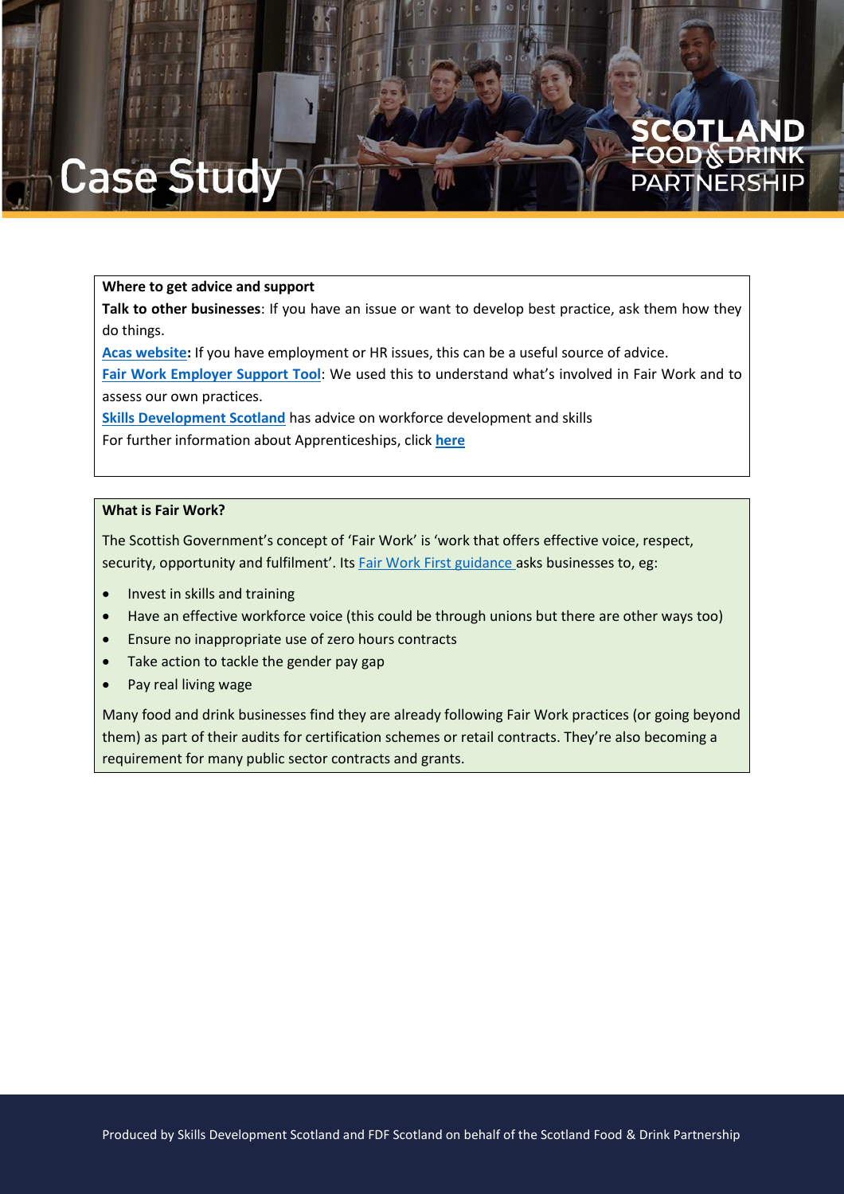**Where to get advice and support**

**Talk to other businesses**: If you have an issue or want to develop best practice, ask them how they do things.

**Acas website:** If you have employment or HR issues, this can be a useful source of advice.

**Fair Work Employer Support Tool**: We used this to understand what's involved in Fair Work and to assess our own practices.

**Skills Development Scotland** has advice on workforce development and skills

For further information about Apprenticeships, click **here**

**What is Fair Work?**

The Scottish Government's concept of 'Fair Work' is 'work that offers effective voice, respect, security, opportunity and fulfilment'. Its Fair Work First guidance asks businesses to, eg:

- Invest in skills and training
- Have an effective workforce voice (this could be through unions but there are other ways too)
- Ensure no inappropriate use of zero hours contracts
- Take action to tackle the gender pay gap
- Pay real living wage

Many food and drink businesses find they are already following Fair Work practices (or going beyond them) as part of their audits for certification schemes or retail contracts. They're also becoming a requirement for many public sector contracts and grants.

Produced by Skills Development Scotland and FDF Scotland on behalf of the Scotland Food & Drink Partnership